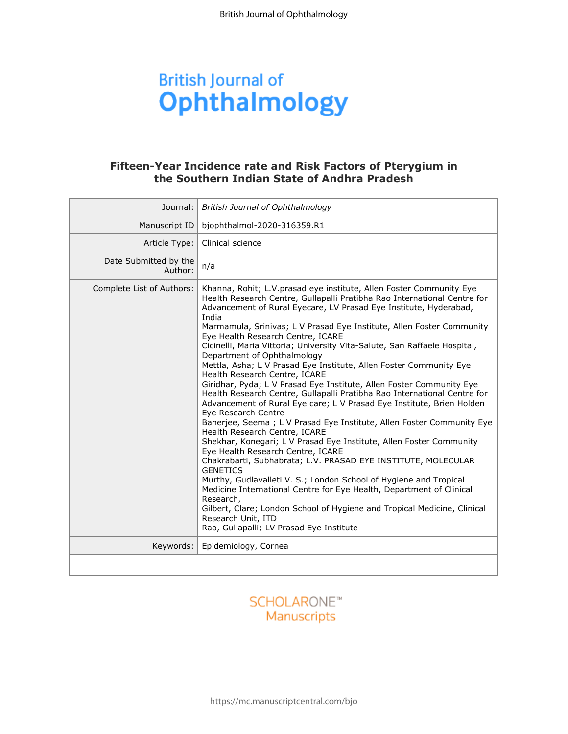# Fifteen-Year Incidence rate and Risk Factors of Pterygium in the Southern Indian State of Andhra Pradesh

| | |
|---|---|
| Journal: | *British Journal of Ophthalmology* |
| Manuscript ID | bjophthalmol-2020-316359.R1 |
| Article Type: | Clinical science |
| Date Submitted by the Author: | n/a |
| Complete List of Authors: | Khanna, Rohit; L.V.prasad eye institute, Allen Foster Community Eye Health Research Centre, Gullapalli Pratibha Rao International Centre for Advancement of Rural Eyecare, LV Prasad Eye Institute, Hyderabad, India<br>Marmamula, Srinivas; L V Prasad Eye Institute, Allen Foster Community Eye Health Research Centre, ICARE<br>Cicinelli, Maria Vittoria; University Vita-Salute, San Raffaele Hospital, Department of Ophthalmology<br>Mettla, Asha; L V Prasad Eye Institute, Allen Foster Community Eye Health Research Centre, ICARE<br>Giridhar, Pyda; L V Prasad Eye Institute, Allen Foster Community Eye Health Research Centre, Gullapalli Pratibha Rao International Centre for Advancement of Rural Eye care; L V Prasad Eye Institute, Brien Holden Eye Research Centre<br>Banerjee, Seema ; L V Prasad Eye Institute, Allen Foster Community Eye Health Research Centre, ICARE<br>Shekhar, Konegari; L V Prasad Eye Institute, Allen Foster Community Eye Health Research Centre, ICARE<br>Chakrabarti, Subhabrata; L.V. PRASAD EYE INSTITUTE, MOLECULAR GENETICS<br>Murthy, Gudlavalleti V. S.; London School of Hygiene and Tropical Medicine International Centre for Eye Health, Department of Clinical Research,<br>Gilbert, Clare; London School of Hygiene and Tropical Medicine, Clinical Research Unit, ITD<br>Rao, Gullapalli; LV Prasad Eye Institute |
| Keywords: | Epidemiology, Cornea |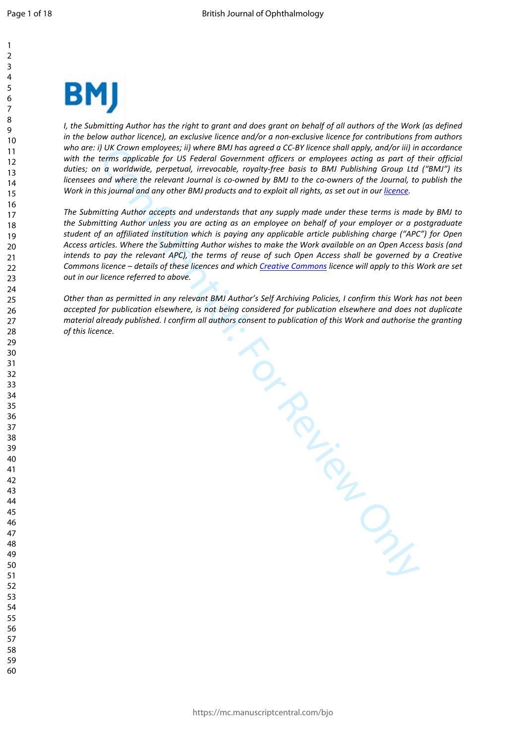*I, the Submitting Author has the right to grant and does grant on behalf of all authors of the Work (as defined in the below author licence), an exclusive licence and/or a non-exclusive licence for contributions from authors who are: i) UK Crown employees; ii) where BMJ has agreed a CC-BY licence shall apply, and/or iii) in accordance with the terms applicable for US Federal Government officers or employees acting as part of their official duties; on a worldwide, perpetual, irrevocable, royalty-free basis to BMJ Publishing Group Ltd ("BMJ") its licensees and where the relevant Journal is co-owned by BMJ to the co-owners of the Journal, to publish the Work in this journal and any other BMJ products and to exploit all rights, as set out in our licence.*

*The Submitting Author accepts and understands that any supply made under these terms is made by BMJ to the Submitting Author unless you are acting as an employee on behalf of your employer or a postgraduate student of an affiliated institution which is paying any applicable article publishing charge ("APC") for Open Access articles. Where the Submitting Author wishes to make the Work available on an Open Access basis (and intends to pay the relevant APC), the terms of reuse of such Open Access shall be governed by a Creative Commons licence – details of these licences and which Creative Commons licence will apply to this Work are set out in our licence referred to above.*

*Other than as permitted in any relevant BMJ Author's Self Archiving Policies, I confirm this Work has not been accepted for publication elsewhere, is not being considered for publication elsewhere and does not duplicate material already published. I confirm all authors consent to publication of this Work and authorise the granting of this licence.*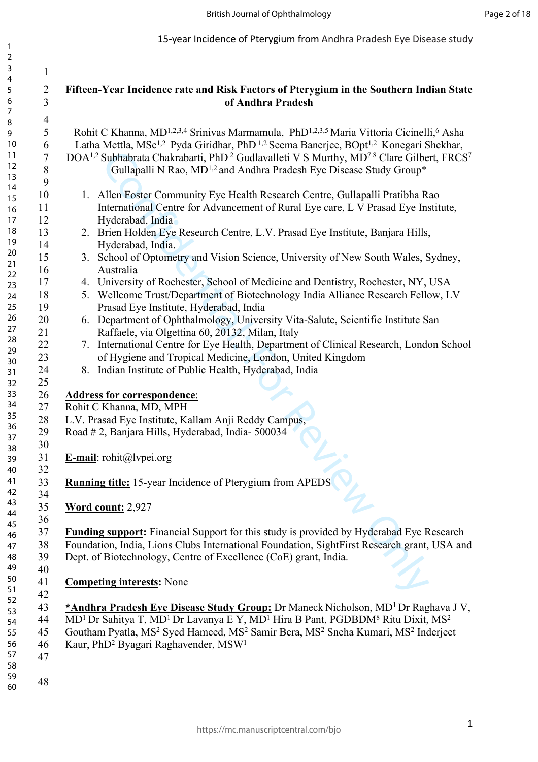# Fifteen-Year Incidence rate and Risk Factors of Pterygium in the Southern Indian State of Andhra Pradesh

Rohit C Khanna, MD[1,2,3,4] Srinivas Marmamula, PhD[1,2,3,5] Maria Vittoria Cicinelli,[6] Asha Latha Mettla, MSc[1,2] Pyda Giridhar, PhD [1,2] Seema Banerjee, BOpt[1,2] Konegari Shekhar, DOA[1,2] Subhabrata Chakrabarti, PhD [2] Gudlavalleti V S Murthy, MD[7,8] Clare Gilbert, FRCS[7] Gullapalli N Rao, MD[1,2] and Andhra Pradesh Eye Disease Study Group*

1. Allen Foster Community Eye Health Research Centre, Gullapalli Pratibha Rao International Centre for Advancement of Rural Eye care, L V Prasad Eye Institute, Hyderabad, India
2. Brien Holden Eye Research Centre, L.V. Prasad Eye Institute, Banjara Hills, Hyderabad, India.
3. School of Optometry and Vision Science, University of New South Wales, Sydney, Australia
4. University of Rochester, School of Medicine and Dentistry, Rochester, NY, USA
5. Wellcome Trust/Department of Biotechnology India Alliance Research Fellow, LV Prasad Eye Institute, Hyderabad, India
6. Department of Ophthalmology, University Vita-Salute, Scientific Institute San Raffaele, via Olgettina 60, 20132, Milan, Italy
7. International Centre for Eye Health, Department of Clinical Research, London School of Hygiene and Tropical Medicine, London, United Kingdom
8. Indian Institute of Public Health, Hyderabad, India

**Address for correspondence**:
Rohit C Khanna, MD, MPH
L.V. Prasad Eye Institute, Kallam Anji Reddy Campus,
Road # 2, Banjara Hills, Hyderabad, India- 500034

**E-mail**: rohit@lvpei.org

**Running title:** 15-year Incidence of Pterygium from APEDS

**Word count:** 2,927

**Funding support:** Financial Support for this study is provided by Hyderabad Eye Research Foundation, India, Lions Clubs International Foundation, SightFirst Research grant, USA and Dept. of Biotechnology, Centre of Excellence (CoE) grant, India.

**Competing interests:** None

***Andhra Pradesh Eye Disease Study Group:** Dr Maneck Nicholson, MD[1] Dr Raghava J V, MD[1] Dr Sahitya T, MD[1] Dr Lavanya E Y, MD[1] Hira B Pant, PGDBDM[8] Ritu Dixit, MS[2] Goutham Pyatla, MS[2] Syed Hameed, MS[2] Samir Bera, MS[2] Sneha Kumari, MS[2] Inderjeet Kaur, PhD[2] Byagari Raghavender, MSW[1]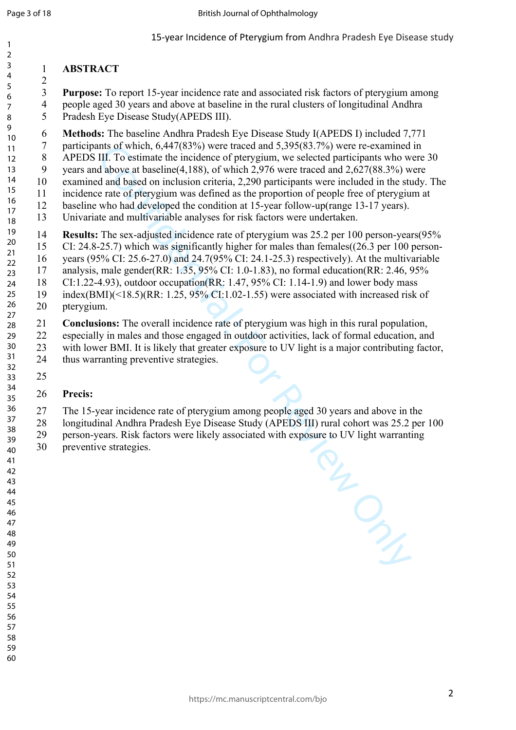# ABSTRACT

**Purpose:** To report 15-year incidence rate and associated risk factors of pterygium among people aged 30 years and above at baseline in the rural clusters of longitudinal Andhra Pradesh Eye Disease Study(APEDS III).

**Methods:** The baseline Andhra Pradesh Eye Disease Study I(APEDS I) included 7,771 participants of which, 6,447(83%) were traced and 5,395(83.7%) were re-examined in APEDS III. To estimate the incidence of pterygium, we selected participants who were 30 years and above at baseline(4,188), of which 2,976 were traced and 2,627(88.3%) were examined and based on inclusion criteria, 2,290 participants were included in the study. The incidence rate of pterygium was defined as the proportion of people free of pterygium at baseline who had developed the condition at 15-year follow-up(range 13-17 years). Univariate and multivariable analyses for risk factors were undertaken.

**Results:** The sex-adjusted incidence rate of pterygium was 25.2 per 100 person-years(95% CI: 24.8-25.7) which was significantly higher for males than females((26.3 per 100 person-years (95% CI: 25.6-27.0) and 24.7(95% CI: 24.1-25.3) respectively). At the multivariable analysis, male gender(RR: 1.35, 95% CI: 1.0-1.83), no formal education(RR: 2.46, 95% CI:1.22-4.93), outdoor occupation(RR: 1.47, 95% CI: 1.14-1.9) and lower body mass index(BMI)(<18.5)(RR: 1.25, 95% CI:1.02-1.55) were associated with increased risk of pterygium.

**Conclusions:** The overall incidence rate of pterygium was high in this rural population, especially in males and those engaged in outdoor activities, lack of formal education, and with lower BMI. It is likely that greater exposure to UV light is a major contributing factor, thus warranting preventive strategies.

**Precis:**

The 15-year incidence rate of pterygium among people aged 30 years and above in the longitudinal Andhra Pradesh Eye Disease Study (APEDS III) rural cohort was 25.2 per 100 person-years. Risk factors were likely associated with exposure to UV light warranting preventive strategies.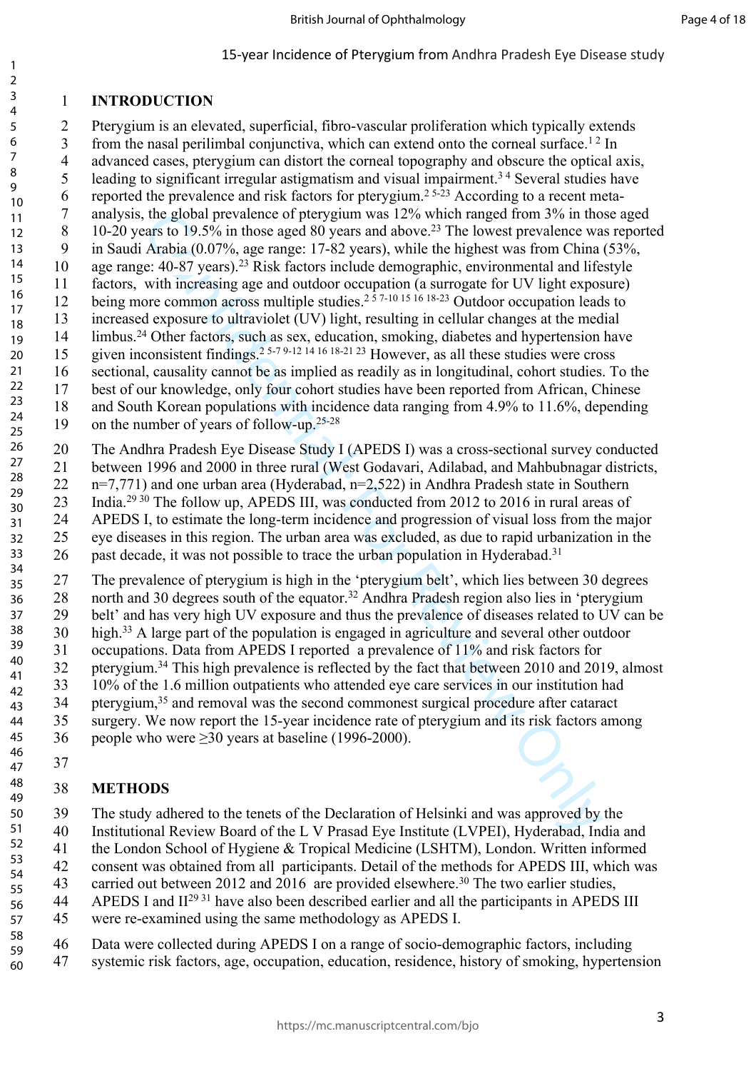## INTRODUCTION

Pterygium is an elevated, superficial, fibro-vascular proliferation which typically extends from the nasal perilimbal conjunctiva, which can extend onto the corneal surface.[1 2] In advanced cases, pterygium can distort the corneal topography and obscure the optical axis, leading to significant irregular astigmatism and visual impairment.[3 4] Several studies have reported the prevalence and risk factors for pterygium.[2 5-23] According to a recent meta-analysis, the global prevalence of pterygium was 12% which ranged from 3% in those aged 10-20 years to 19.5% in those aged 80 years and above.[23] The lowest prevalence was reported in Saudi Arabia (0.07%, age range: 17-82 years), while the highest was from China (53%, age range: 40-87 years).[23] Risk factors include demographic, environmental and lifestyle factors, with increasing age and outdoor occupation (a surrogate for UV light exposure) being more common across multiple studies.[2 5 7-10 15 16 18-23] Outdoor occupation leads to increased exposure to ultraviolet (UV) light, resulting in cellular changes at the medial limbus.[24] Other factors, such as sex, education, smoking, diabetes and hypertension have given inconsistent findings.[2 5-7 9-12 14 16 18-21 23] However, as all these studies were cross sectional, causality cannot be as implied as readily as in longitudinal, cohort studies. To the best of our knowledge, only four cohort studies have been reported from African, Chinese and South Korean populations with incidence data ranging from 4.9% to 11.6%, depending on the number of years of follow-up.[25-28]

The Andhra Pradesh Eye Disease Study I (APEDS I) was a cross-sectional survey conducted between 1996 and 2000 in three rural (West Godavari, Adilabad, and Mahbubnagar districts, n=7,771) and one urban area (Hyderabad, n=2,522) in Andhra Pradesh state in Southern India.[29 30] The follow up, APEDS III, was conducted from 2012 to 2016 in rural areas of APEDS I, to estimate the long-term incidence and progression of visual loss from the major eye diseases in this region. The urban area was excluded, as due to rapid urbanization in the past decade, it was not possible to trace the urban population in Hyderabad.[31]

The prevalence of pterygium is high in the 'pterygium belt', which lies between 30 degrees north and 30 degrees south of the equator.[32] Andhra Pradesh region also lies in 'pterygium belt' and has very high UV exposure and thus the prevalence of diseases related to UV can be high.[33] A large part of the population is engaged in agriculture and several other outdoor occupations. Data from APEDS I reported a prevalence of 11% and risk factors for pterygium.[34] This high prevalence is reflected by the fact that between 2010 and 2019, almost 10% of the 1.6 million outpatients who attended eye care services in our institution had pterygium,[35] and removal was the second commonest surgical procedure after cataract surgery. We now report the 15-year incidence rate of pterygium and its risk factors among people who were ≥30 years at baseline (1996-2000).

## METHODS

The study adhered to the tenets of the Declaration of Helsinki and was approved by the Institutional Review Board of the L V Prasad Eye Institute (LVPEI), Hyderabad, India and the London School of Hygiene & Tropical Medicine (LSHTM), London. Written informed consent was obtained from all participants. Detail of the methods for APEDS III, which was carried out between 2012 and 2016 are provided elsewhere.[30] The two earlier studies, APEDS I and II[29 31] have also been described earlier and all the participants in APEDS III were re-examined using the same methodology as APEDS I.

Data were collected during APEDS I on a range of socio-demographic factors, including systemic risk factors, age, occupation, education, residence, history of smoking, hypertension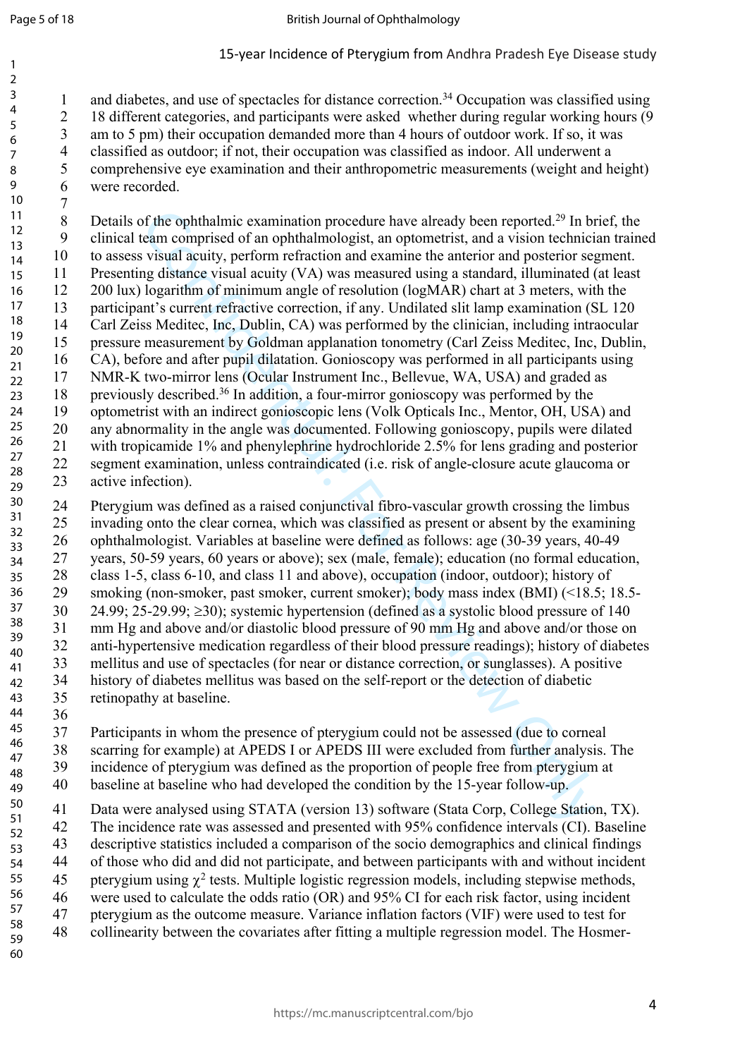and diabetes, and use of spectacles for distance correction.[34] Occupation was classified using 18 different categories, and participants were asked whether during regular working hours (9 am to 5 pm) their occupation demanded more than 4 hours of outdoor work. If so, it was classified as outdoor; if not, their occupation was classified as indoor. All underwent a comprehensive eye examination and their anthropometric measurements (weight and height) were recorded.

Details of the ophthalmic examination procedure have already been reported.[29] In brief, the clinical team comprised of an ophthalmologist, an optometrist, and a vision technician trained to assess visual acuity, perform refraction and examine the anterior and posterior segment. Presenting distance visual acuity (VA) was measured using a standard, illuminated (at least 200 lux) logarithm of minimum angle of resolution (logMAR) chart at 3 meters, with the participant's current refractive correction, if any. Undilated slit lamp examination (SL 120 Carl Zeiss Meditec, Inc, Dublin, CA) was performed by the clinician, including intraocular pressure measurement by Goldman applanation tonometry (Carl Zeiss Meditec, Inc, Dublin, CA), before and after pupil dilatation. Gonioscopy was performed in all participants using NMR-K two-mirror lens (Ocular Instrument Inc., Bellevue, WA, USA) and graded as previously described.[36] In addition, a four-mirror gonioscopy was performed by the optometrist with an indirect gonioscopic lens (Volk Opticals Inc., Mentor, OH, USA) and any abnormality in the angle was documented. Following gonioscopy, pupils were dilated with tropicamide 1% and phenylephrine hydrochloride 2.5% for lens grading and posterior segment examination, unless contraindicated (i.e. risk of angle-closure acute glaucoma or active infection).

Pterygium was defined as a raised conjunctival fibro-vascular growth crossing the limbus invading onto the clear cornea, which was classified as present or absent by the examining ophthalmologist. Variables at baseline were defined as follows: age (30-39 years, 40-49 years, 50-59 years, 60 years or above); sex (male, female); education (no formal education, class 1-5, class 6-10, and class 11 and above), occupation (indoor, outdoor); history of smoking (non-smoker, past smoker, current smoker); body mass index (BMI) (<18.5; 18.5-24.99; 25-29.99; ≥30); systemic hypertension (defined as a systolic blood pressure of 140 mm Hg and above and/or diastolic blood pressure of 90 mm Hg and above and/or those on anti-hypertensive medication regardless of their blood pressure readings); history of diabetes mellitus and use of spectacles (for near or distance correction, or sunglasses). A positive history of diabetes mellitus was based on the self-report or the detection of diabetic retinopathy at baseline.

Participants in whom the presence of pterygium could not be assessed (due to corneal scarring for example) at APEDS I or APEDS III were excluded from further analysis. The incidence of pterygium was defined as the proportion of people free from pterygium at baseline at baseline who had developed the condition by the 15-year follow-up.

Data were analysed using STATA (version 13) software (Stata Corp, College Station, TX). The incidence rate was assessed and presented with 95% confidence intervals (CI). Baseline descriptive statistics included a comparison of the socio demographics and clinical findings of those who did and did not participate, and between participants with and without incident pterygium using $\chi^2$ tests. Multiple logistic regression models, including stepwise methods, were used to calculate the odds ratio (OR) and 95% CI for each risk factor, using incident pterygium as the outcome measure. Variance inflation factors (VIF) were used to test for collinearity between the covariates after fitting a multiple regression model. The Hosmer-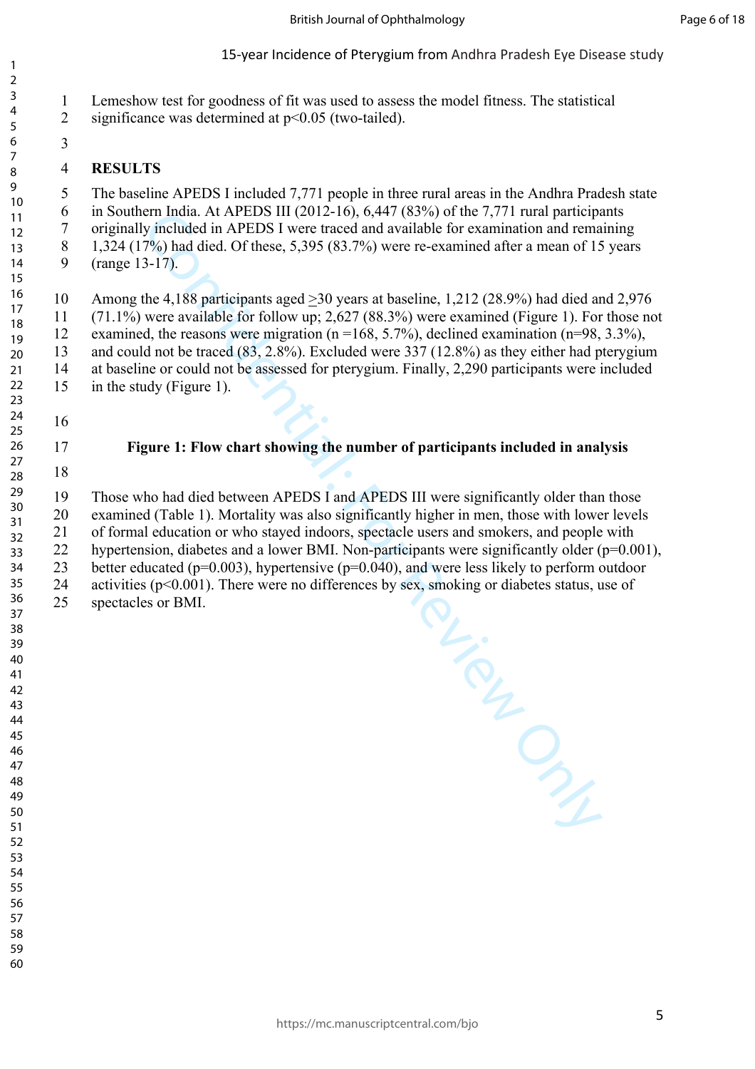Lemeshow test for goodness of fit was used to assess the model fitness. The statistical significance was determined at $p<0.05$ (two-tailed).

## RESULTS

The baseline APEDS I included 7,771 people in three rural areas in the Andhra Pradesh state in Southern India. At APEDS III (2012-16), 6,447 (83%) of the 7,771 rural participants originally included in APEDS I were traced and available for examination and remaining 1,324 (17%) had died. Of these, 5,395 (83.7%) were re-examined after a mean of 15 years (range 13-17).

Among the 4,188 participants aged $\geq$30 years at baseline, 1,212 (28.9%) had died and 2,976 (71.1%) were available for follow up; 2,627 (88.3%) were examined (Figure 1). For those not examined, the reasons were migration (n =168, 5.7%), declined examination (n=98, 3.3%), and could not be traced (83, 2.8%). Excluded were 337 (12.8%) as they either had pterygium at baseline or could not be assessed for pterygium. Finally, 2,290 participants were included in the study (Figure 1).

**Figure 1: Flow chart showing the number of participants included in analysis**

Those who had died between APEDS I and APEDS III were significantly older than those examined (Table 1). Mortality was also significantly higher in men, those with lower levels of formal education or who stayed indoors, spectacle users and smokers, and people with hypertension, diabetes and a lower BMI. Non-participants were significantly older ($p=0.001$), better educated ($p=0.003$), hypertensive ($p=0.040$), and were less likely to perform outdoor activities ($p<0.001$). There were no differences by sex, smoking or diabetes status, use of spectacles or BMI.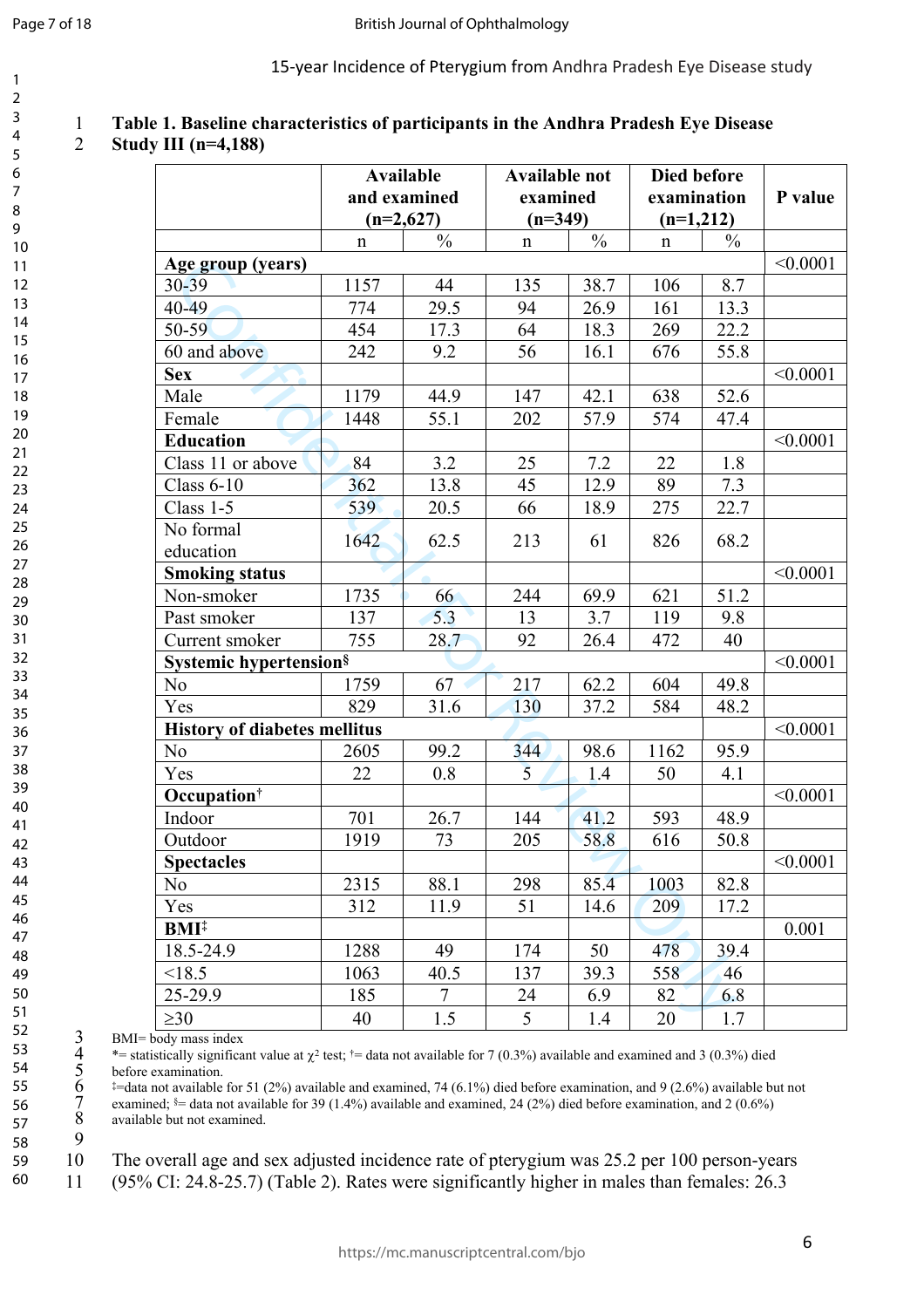**Table 1. Baseline characteristics of participants in the Andhra Pradesh Eye Disease Study III (n=4,188)**

| | Available and examined (n=2,627) | | Available not examined (n=349) | | Died before examination (n=1,212) | | P value |
|---|---|---|---|---|---|---|---|
| | n | % | n | % | n | % | |
| **Age group (years)** | | | | | | | <0.0001 |
| 30-39 | 1157 | 44 | 135 | 38.7 | 106 | 8.7 | |
| 40-49 | 774 | 29.5 | 94 | 26.9 | 161 | 13.3 | |
| 50-59 | 454 | 17.3 | 64 | 18.3 | 269 | 22.2 | |
| 60 and above | 242 | 9.2 | 56 | 16.1 | 676 | 55.8 | |
| **Sex** | | | | | | | <0.0001 |
| Male | 1179 | 44.9 | 147 | 42.1 | 638 | 52.6 | |
| Female | 1448 | 55.1 | 202 | 57.9 | 574 | 47.4 | |
| **Education** | | | | | | | <0.0001 |
| Class 11 or above | 84 | 3.2 | 25 | 7.2 | 22 | 1.8 | |
| Class 6-10 | 362 | 13.8 | 45 | 12.9 | 89 | 7.3 | |
| Class 1-5 | 539 | 20.5 | 66 | 18.9 | 275 | 22.7 | |
| No formal education | 1642 | 62.5 | 213 | 61 | 826 | 68.2 | |
| **Smoking status** | | | | | | | <0.0001 |
| Non-smoker | 1735 | 66 | 244 | 69.9 | 621 | 51.2 | |
| Past smoker | 137 | 5.3 | 13 | 3.7 | 119 | 9.8 | |
| Current smoker | 755 | 28.7 | 92 | 26.4 | 472 | 40 | |
| **Systemic hypertension**[§] | | | | | | | <0.0001 |
| No | 1759 | 67 | 217 | 62.2 | 604 | 49.8 | |
| Yes | 829 | 31.6 | 130 | 37.2 | 584 | 48.2 | |
| **History of diabetes mellitus** | | | | | | | <0.0001 |
| No | 2605 | 99.2 | 344 | 98.6 | 1162 | 95.9 | |
| Yes | 22 | 0.8 | 5 | 1.4 | 50 | 4.1 | |
| **Occupation**[†] | | | | | | | <0.0001 |
| Indoor | 701 | 26.7 | 144 | 41.2 | 593 | 48.9 | |
| Outdoor | 1919 | 73 | 205 | 58.8 | 616 | 50.8 | |
| **Spectacles** | | | | | | | <0.0001 |
| No | 2315 | 88.1 | 298 | 85.4 | 1003 | 82.8 | |
| Yes | 312 | 11.9 | 51 | 14.6 | 209 | 17.2 | |
| **BMI**[‡] | | | | | | | 0.001 |
| 18.5-24.9 | 1288 | 49 | 174 | 50 | 478 | 39.4 | |
| <18.5 | 1063 | 40.5 | 137 | 39.3 | 558 | 46 | |
| 25-29.9 | 185 | 7 | 24 | 6.9 | 82 | 6.8 | |
| ≥30 | 40 | 1.5 | 5 | 1.4 | 20 | 1.7 | |

BMI= body mass index
*= statistically significant value at $\chi^2$ test; †= data not available for 7 (0.3%) available and examined and 3 (0.3%) died before examination.
‡=data not available for 51 (2%) available and examined, 74 (6.1%) died before examination, and 9 (2.6%) available but not examined; §= data not available for 39 (1.4%) available and examined, 24 (2%) died before examination, and 2 (0.6%) available but not examined.

The overall age and sex adjusted incidence rate of pterygium was 25.2 per 100 person-years (95% CI: 24.8-25.7) (Table 2). Rates were significantly higher in males than females: 26.3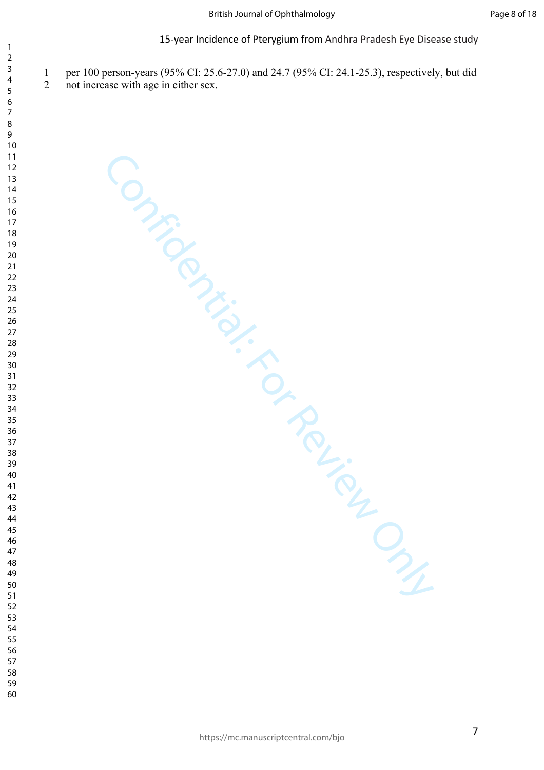per 100 person-years (95% CI: 25.6-27.0) and 24.7 (95% CI: 24.1-25.3), respectively, but did not increase with age in either sex.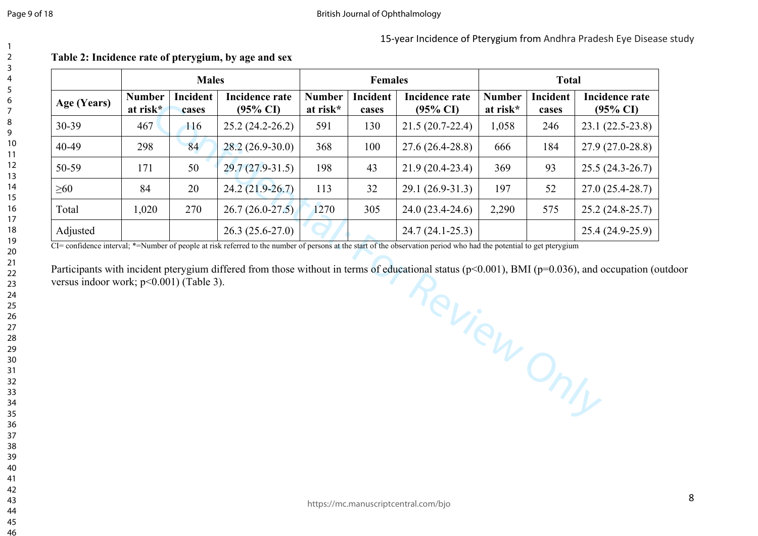**Table 2: Incidence rate of pterygium, by age and sex**

| | Males | | | Females | | | Total | | |
|---|---|---|---|---|---|---|---|---|---|
| Age (Years) | Number at risk* | Incident cases | Incidence rate (95% CI) | Number at risk* | Incident cases | Incidence rate (95% CI) | Number at risk* | Incident cases | Incidence rate (95% CI) |
| 30-39 | 467 | 116 | 25.2 (24.2-26.2) | 591 | 130 | 21.5 (20.7-22.4) | 1,058 | 246 | 23.1 (22.5-23.8) |
| 40-49 | 298 | 84 | 28.2 (26.9-30.0) | 368 | 100 | 27.6 (26.4-28.8) | 666 | 184 | 27.9 (27.0-28.8) |
| 50-59 | 171 | 50 | 29.7 (27.9-31.5) | 198 | 43 | 21.9 (20.4-23.4) | 369 | 93 | 25.5 (24.3-26.7) |
| ≥60 | 84 | 20 | 24.2 (21.9-26.7) | 113 | 32 | 29.1 (26.9-31.3) | 197 | 52 | 27.0 (25.4-28.7) |
| Total | 1,020 | 270 | 26.7 (26.0-27.5) | 1270 | 305 | 24.0 (23.4-24.6) | 2,290 | 575 | 25.2 (24.8-25.7) |
| Adjusted | | | 26.3 (25.6-27.0) | | | 24.7 (24.1-25.3) | | | 25.4 (24.9-25.9) |

CI= confidence interval; *=Number of people at risk referred to the number of persons at the start of the observation period who had the potential to get pterygium

Participants with incident pterygium differed from those without in terms of educational status ($p<0.001$), BMI ($p=0.036$), and occupation (outdoor versus indoor work; $p<0.001$) (Table 3).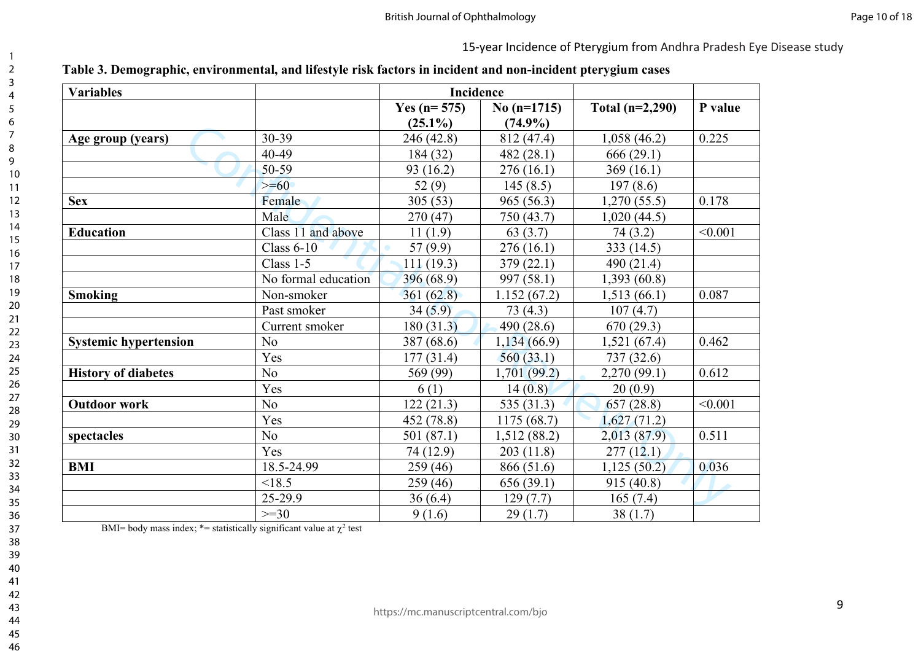**Table 3. Demographic, environmental, and lifestyle risk factors in incident and non-incident pterygium cases**

| Variables | | Incidence | | | |
|---|---|---|---|---|---|
| | | Yes (n= 575) (25.1%) | No (n=1715) (74.9%) | Total (n=2,290) | P value |
| **Age group (years)** | 30-39 | 246 (42.8) | 812 (47.4) | 1,058 (46.2) | 0.225 |
| | 40-49 | 184 (32) | 482 (28.1) | 666 (29.1) | |
| | 50-59 | 93 (16.2) | 276 (16.1) | 369 (16.1) | |
| | >=60 | 52 (9) | 145 (8.5) | 197 (8.6) | |
| **Sex** | Female | 305 (53) | 965 (56.3) | 1,270 (55.5) | 0.178 |
| | Male | 270 (47) | 750 (43.7) | 1,020 (44.5) | |
| **Education** | Class 11 and above | 11 (1.9) | 63 (3.7) | 74 (3.2) | <0.001 |
| | Class 6-10 | 57 (9.9) | 276 (16.1) | 333 (14.5) | |
| | Class 1-5 | 111 (19.3) | 379 (22.1) | 490 (21.4) | |
| | No formal education | 396 (68.9) | 997 (58.1) | 1,393 (60.8) | |
| **Smoking** | Non-smoker | 361 (62.8) | 1.152 (67.2) | 1,513 (66.1) | 0.087 |
| | Past smoker | 34 (5.9) | 73 (4.3) | 107 (4.7) | |
| | Current smoker | 180 (31.3) | 490 (28.6) | 670 (29.3) | |
| **Systemic hypertension** | No | 387 (68.6) | 1,134 (66.9) | 1,521 (67.4) | 0.462 |
| | Yes | 177 (31.4) | 560 (33.1) | 737 (32.6) | |
| **History of diabetes** | No | 569 (99) | 1,701 (99.2) | 2,270 (99.1) | 0.612 |
| | Yes | 6 (1) | 14 (0.8) | 20 (0.9) | |
| **Outdoor work** | No | 122 (21.3) | 535 (31.3) | 657 (28.8) | <0.001 |
| | Yes | 452 (78.8) | 1175 (68.7) | 1,627 (71.2) | |
| **spectacles** | No | 501 (87.1) | 1,512 (88.2) | 2,013 (87.9) | 0.511 |
| | Yes | 74 (12.9) | 203 (11.8) | 277 (12.1) | |
| **BMI** | 18.5-24.99 | 259 (46) | 866 (51.6) | 1,125 (50.2) | 0.036 |
| | <18.5 | 259 (46) | 656 (39.1) | 915 (40.8) | |
| | 25-29.9 | 36 (6.4) | 129 (7.7) | 165 (7.4) | |
| | >=30 | 9 (1.6) | 29 (1.7) | 38 (1.7) | |

BMI= body mass index; *= statistically significant value at $\chi^2$ test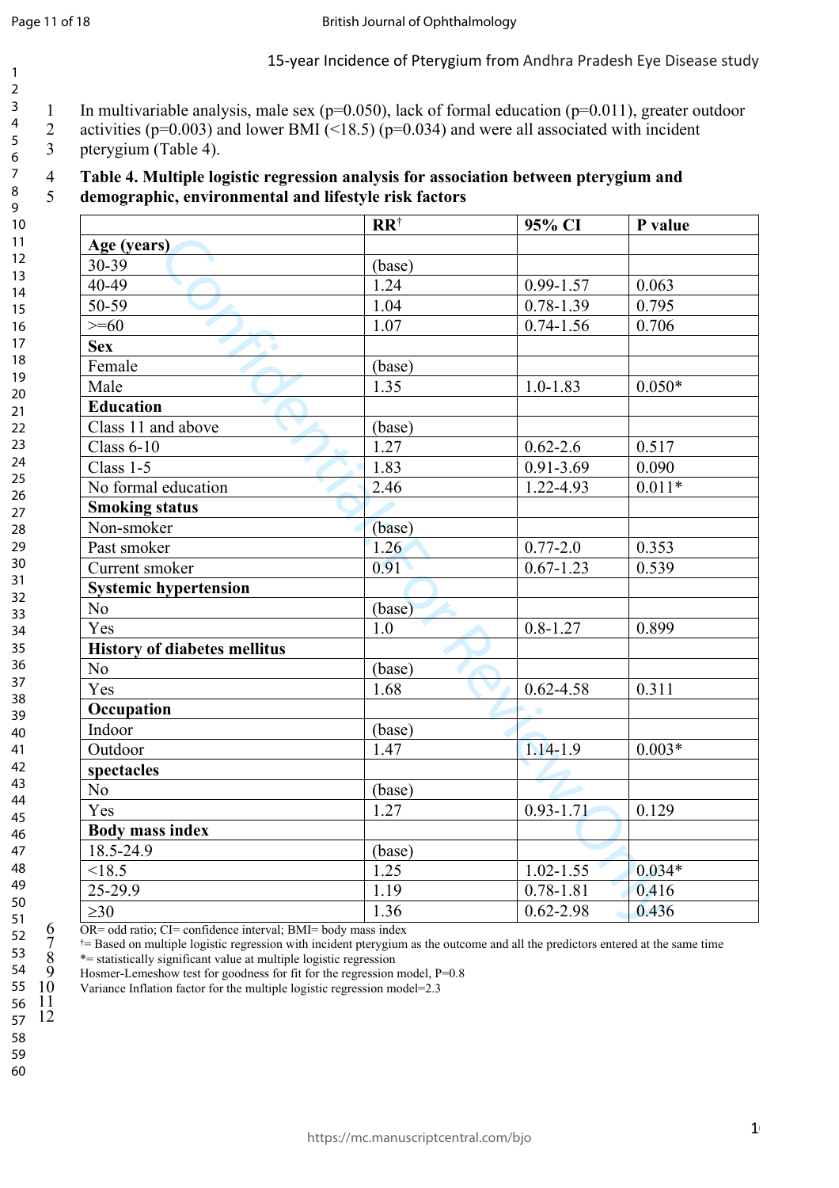In multivariable analysis, male sex (p=0.050), lack of formal education (p=0.011), greater outdoor activities (p=0.003) and lower BMI (<18.5) (p=0.034) and were all associated with incident pterygium (Table 4).

**Table 4. Multiple logistic regression analysis for association between pterygium and demographic, environmental and lifestyle risk factors**

| | RR[†] | 95% CI | P value |
|---|---|---|---|
| **Age (years)** | | | |
| 30-39 | (base) | | |
| 40-49 | 1.24 | 0.99-1.57 | 0.063 |
| 50-59 | 1.04 | 0.78-1.39 | 0.795 |
| >=60 | 1.07 | 0.74-1.56 | 0.706 |
| **Sex** | | | |
| Female | (base) | | |
| Male | 1.35 | 1.0-1.83 | 0.050* |
| **Education** | | | |
| Class 11 and above | (base) | | |
| Class 6-10 | 1.27 | 0.62-2.6 | 0.517 |
| Class 1-5 | 1.83 | 0.91-3.69 | 0.090 |
| No formal education | 2.46 | 1.22-4.93 | 0.011* |
| **Smoking status** | | | |
| Non-smoker | (base) | | |
| Past smoker | 1.26 | 0.77-2.0 | 0.353 |
| Current smoker | 0.91 | 0.67-1.23 | 0.539 |
| **Systemic hypertension** | | | |
| No | (base) | | |
| Yes | 1.0 | 0.8-1.27 | 0.899 |
| **History of diabetes mellitus** | | | |
| No | (base) | | |
| Yes | 1.68 | 0.62-4.58 | 0.311 |
| **Occupation** | | | |
| Indoor | (base) | | |
| Outdoor | 1.47 | 1.14-1.9 | 0.003* |
| **spectacles** | | | |
| No | (base) | | |
| Yes | 1.27 | 0.93-1.71 | 0.129 |
| **Body mass index** | | | |
| 18.5-24.9 | (base) | | |
| <18.5 | 1.25 | 1.02-1.55 | 0.034* |
| 25-29.9 | 1.19 | 0.78-1.81 | 0.416 |
| ≥30 | 1.36 | 0.62-2.98 | 0.436 |

OR= odd ratio; CI= confidence interval; BMI= body mass index
†= Based on multiple logistic regression with incident pterygium as the outcome and all the predictors entered at the same time
*= statistically significant value at multiple logistic regression
Hosmer-Lemeshow test for goodness for fit for the regression model, P=0.8
Variance Inflation factor for the multiple logistic regression model=2.3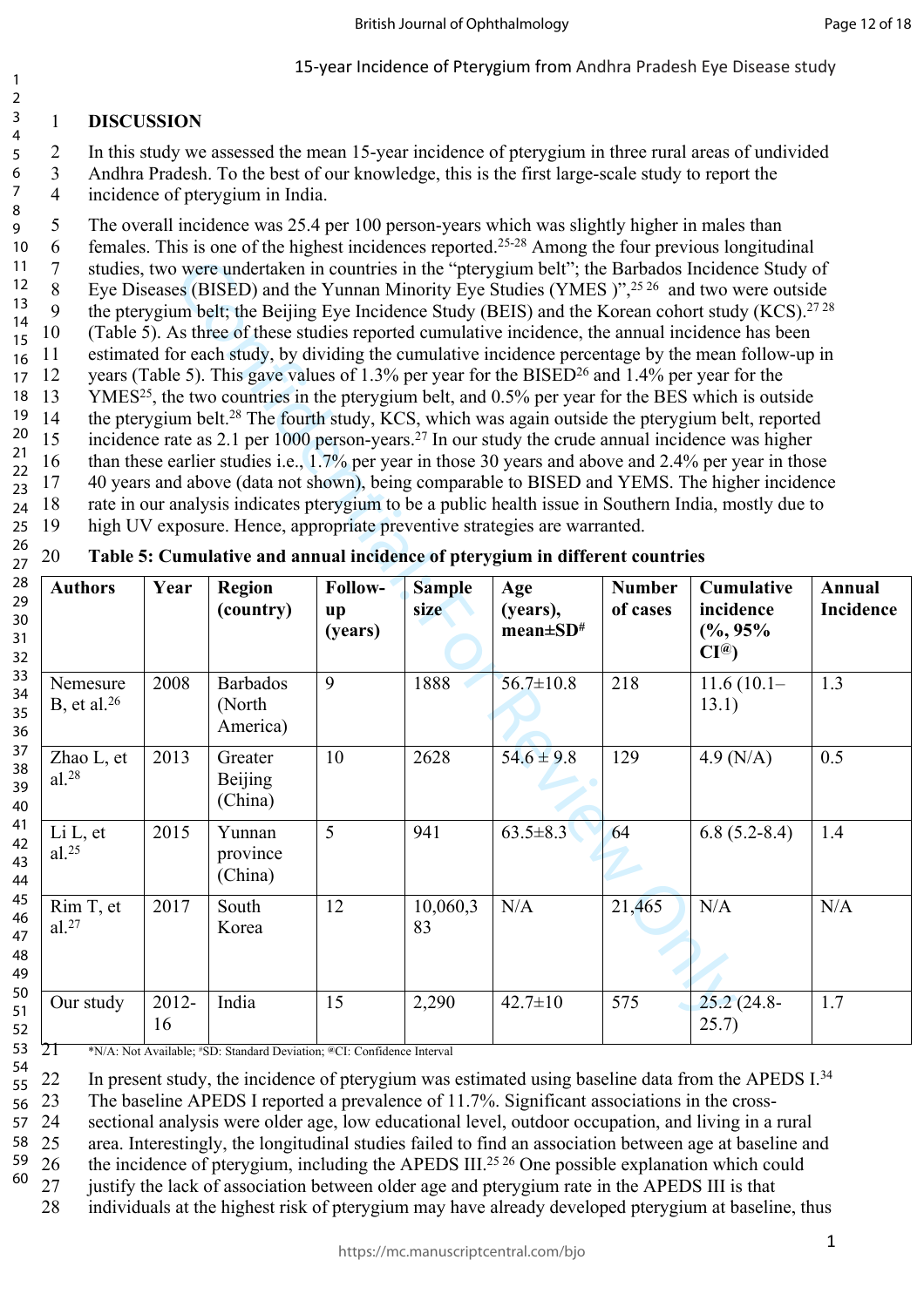15-year Incidence of Pterygium from Andhra Pradesh Eye Disease study

## DISCUSSION

In this study we assessed the mean 15-year incidence of pterygium in three rural areas of undivided Andhra Pradesh. To the best of our knowledge, this is the first large-scale study to report the incidence of pterygium in India.

The overall incidence was 25.4 per 100 person-years which was slightly higher in males than females. This is one of the highest incidences reported.[25-28] Among the four previous longitudinal studies, two were undertaken in countries in the "pterygium belt"; the Barbados Incidence Study of Eye Diseases (BISED) and the Yunnan Minority Eye Studies (YMES )",[25 26] and two were outside the pterygium belt; the Beijing Eye Incidence Study (BEIS) and the Korean cohort study (KCS).[27 28] (Table 5). As three of these studies reported cumulative incidence, the annual incidence has been estimated for each study, by dividing the cumulative incidence percentage by the mean follow-up in years (Table 5). This gave values of 1.3% per year for the BISED[26] and 1.4% per year for the YMES[25], the two countries in the pterygium belt, and 0.5% per year for the BES which is outside the pterygium belt.[28] The fourth study, KCS, which was again outside the pterygium belt, reported incidence rate as 2.1 per 1000 person-years.[27] In our study the crude annual incidence was higher than these earlier studies i.e., 1.7% per year in those 30 years and above and 2.4% per year in those 40 years and above (data not shown), being comparable to BISED and YEMS. The higher incidence rate in our analysis indicates pterygium to be a public health issue in Southern India, mostly due to high UV exposure. Hence, appropriate preventive strategies are warranted.

**Table 5: Cumulative and annual incidence of pterygium in different countries**

| Authors | Year | Region (country) | Follow-up (years) | Sample size | Age (years), mean±SD[#] | Number of cases | Cumulative incidence (%, 95% CI[@]) | Annual Incidence |
|---|---|---|---|---|---|---|---|---|
| Nemesure B, et al.[26] | 2008 | Barbados (North America) | 9 | 1888 | 56.7±10.8 | 218 | 11.6 (10.1–13.1) | 1.3 |
| Zhao L, et al.[28] | 2013 | Greater Beijing (China) | 10 | 2628 | 54.6 ± 9.8 | 129 | 4.9 (N/A) | 0.5 |
| Li L, et al.[25] | 2015 | Yunnan province (China) | 5 | 941 | 63.5±8.3 | 64 | 6.8 (5.2-8.4) | 1.4 |
| Rim T, et al.[27] | 2017 | South Korea | 12 | 10,060,383 | N/A | 21,465 | N/A | N/A |
| Our study | 2012-16 | India | 15 | 2,290 | 42.7±10 | 575 | 25.2 (24.8-25.7) | 1.7 |

*N/A: Not Available; #SD: Standard Deviation; @CI: Confidence Interval

In present study, the incidence of pterygium was estimated using baseline data from the APEDS I.[34] The baseline APEDS I reported a prevalence of 11.7%. Significant associations in the cross-sectional analysis were older age, low educational level, outdoor occupation, and living in a rural area. Interestingly, the longitudinal studies failed to find an association between age at baseline and the incidence of pterygium, including the APEDS III.[25 26] One possible explanation which could justify the lack of association between older age and pterygium rate in the APEDS III is that individuals at the highest risk of pterygium may have already developed pterygium at baseline, thus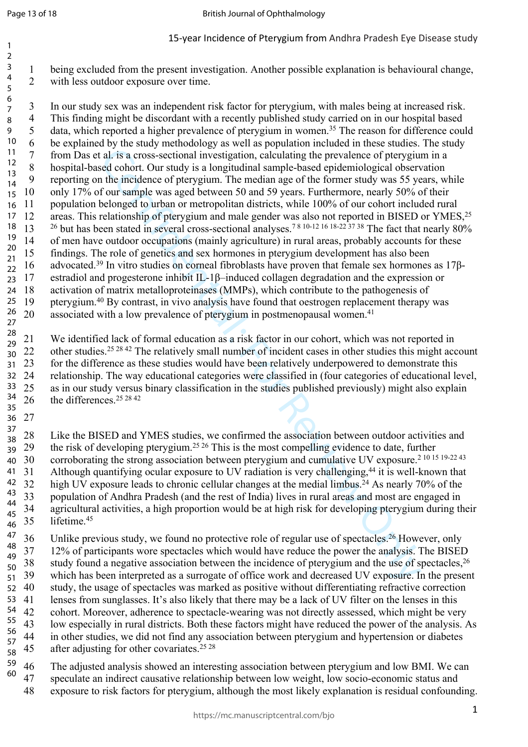being excluded from the present investigation. Another possible explanation is behavioural change, with less outdoor exposure over time.

In our study sex was an independent risk factor for pterygium, with males being at increased risk. This finding might be discordant with a recently published study carried on in our hospital based data, which reported a higher prevalence of pterygium in women.[35] The reason for difference could be explained by the study methodology as well as population included in these studies. The study from Das et al. is a cross-sectional investigation, calculating the prevalence of pterygium in a hospital-based cohort. Our study is a longitudinal sample-based epidemiological observation reporting on the incidence of pterygium. The median age of the former study was 55 years, while only 17% of our sample was aged between 50 and 59 years. Furthermore, nearly 50% of their population belonged to urban or metropolitan districts, while 100% of our cohort included rural areas. This relationship of pterygium and male gender was also not reported in BISED or YMES,[25 26] but has been stated in several cross-sectional analyses.[7 8 10-12 16 18-22 37 38] The fact that nearly 80% of men have outdoor occupations (mainly agriculture) in rural areas, probably accounts for these findings. The role of genetics and sex hormones in pterygium development has also been advocated.[39] In vitro studies on corneal fibroblasts have proven that female sex hormones as 17β-estradiol and progesterone inhibit IL-1β–induced collagen degradation and the expression or activation of matrix metalloproteinases (MMPs), which contribute to the pathogenesis of pterygium.[40] By contrast, in vivo analysis have found that oestrogen replacement therapy was associated with a low prevalence of pterygium in postmenopausal women.[41]

We identified lack of formal education as a risk factor in our cohort, which was not reported in other studies.[25 28 42] The relatively small number of incident cases in other studies this might account for the difference as these studies would have been relatively underpowered to demonstrate this relationship. The way educational categories were classified in (four categories of educational level, as in our study versus binary classification in the studies published previously) might also explain the differences.[25 28 42]

Like the BISED and YMES studies, we confirmed the association between outdoor activities and the risk of developing pterygium.[25 26] This is the most compelling evidence to date, further corroborating the strong association between pterygium and cumulative UV exposure.[2 10 15 19-22 43] Although quantifying ocular exposure to UV radiation is very challenging,[44] it is well-known that high UV exposure leads to chronic cellular changes at the medial limbus.[24] As nearly 70% of the population of Andhra Pradesh (and the rest of India) lives in rural areas and most are engaged in agricultural activities, a high proportion would be at high risk for developing pterygium during their lifetime.[45]

Unlike previous study, we found no protective role of regular use of spectacles.[26] However, only 12% of participants wore spectacles which would have reduce the power the analysis. The BISED study found a negative association between the incidence of pterygium and the use of spectacles,[26] which has been interpreted as a surrogate of office work and decreased UV exposure. In the present study, the usage of spectacles was marked as positive without differentiating refractive correction lenses from sunglasses. It's also likely that there may be a lack of UV filter on the lenses in this cohort. Moreover, adherence to spectacle-wearing was not directly assessed, which might be very low especially in rural districts. Both these factors might have reduced the power of the analysis. As in other studies, we did not find any association between pterygium and hypertension or diabetes after adjusting for other covariates.[25 28]

The adjusted analysis showed an interesting association between pterygium and low BMI. We can speculate an indirect causative relationship between low weight, low socio-economic status and exposure to risk factors for pterygium, although the most likely explanation is residual confounding.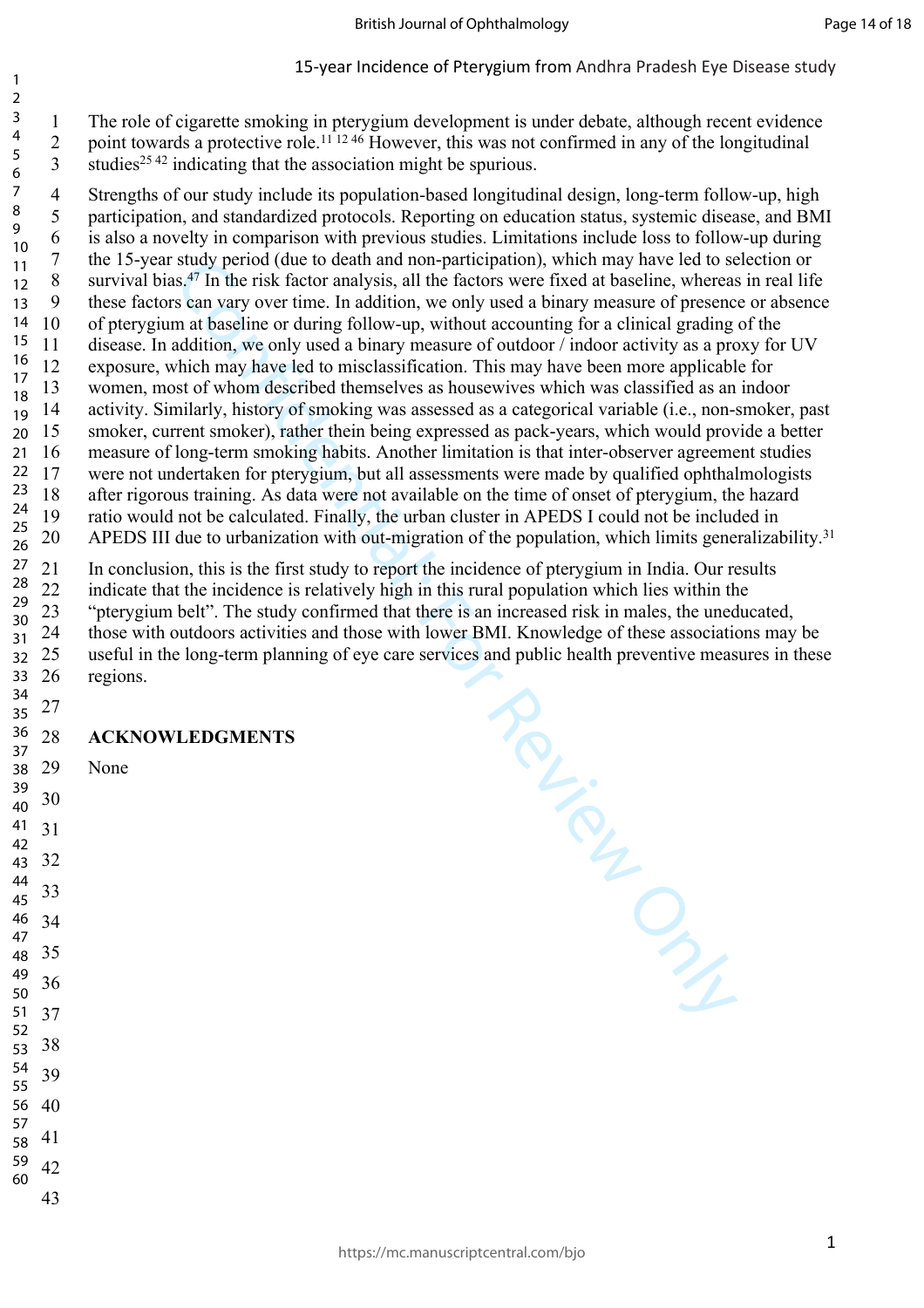The role of cigarette smoking in pterygium development is under debate, although recent evidence point towards a protective role.[11 12 46] However, this was not confirmed in any of the longitudinal studies[25 42] indicating that the association might be spurious.

Strengths of our study include its population-based longitudinal design, long-term follow-up, high participation, and standardized protocols. Reporting on education status, systemic disease, and BMI is also a novelty in comparison with previous studies. Limitations include loss to follow-up during the 15-year study period (due to death and non-participation), which may have led to selection or survival bias.[47] In the risk factor analysis, all the factors were fixed at baseline, whereas in real life these factors can vary over time. In addition, we only used a binary measure of presence or absence of pterygium at baseline or during follow-up, without accounting for a clinical grading of the disease. In addition, we only used a binary measure of outdoor / indoor activity as a proxy for UV exposure, which may have led to misclassification. This may have been more applicable for women, most of whom described themselves as housewives which was classified as an indoor activity. Similarly, history of smoking was assessed as a categorical variable (i.e., non-smoker, past smoker, current smoker), rather thein being expressed as pack-years, which would provide a better measure of long-term smoking habits. Another limitation is that inter-observer agreement studies were not undertaken for pterygium, but all assessments were made by qualified ophthalmologists after rigorous training. As data were not available on the time of onset of pterygium, the hazard ratio would not be calculated. Finally, the urban cluster in APEDS I could not be included in APEDS III due to urbanization with out-migration of the population, which limits generalizability.[31]

In conclusion, this is the first study to report the incidence of pterygium in India. Our results indicate that the incidence is relatively high in this rural population which lies within the "pterygium belt". The study confirmed that there is an increased risk in males, the uneducated, those with outdoors activities and those with lower BMI. Knowledge of these associations may be useful in the long-term planning of eye care services and public health preventive measures in these regions.

## ACKNOWLEDGMENTS

None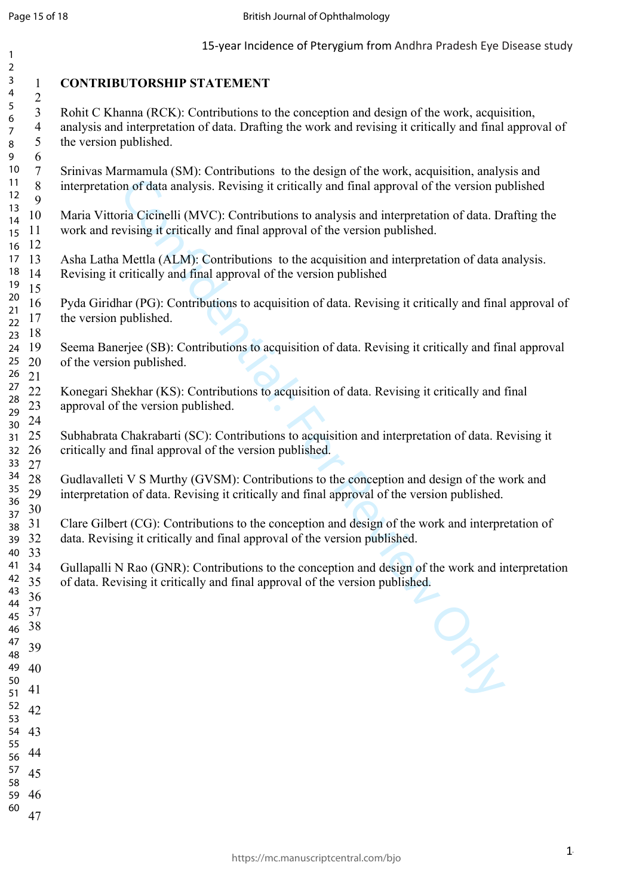# CONTRIBUTORSHIP STATEMENT

Rohit C Khanna (RCK): Contributions to the conception and design of the work, acquisition, analysis and interpretation of data. Drafting the work and revising it critically and final approval of the version published.

Srinivas Marmamula (SM): Contributions to the design of the work, acquisition, analysis and interpretation of data analysis. Revising it critically and final approval of the version published

Maria Vittoria Cicinelli (MVC): Contributions to analysis and interpretation of data. Drafting the work and revising it critically and final approval of the version published.

Asha Latha Mettla (ALM): Contributions to the acquisition and interpretation of data analysis. Revising it critically and final approval of the version published

Pyda Giridhar (PG): Contributions to acquisition of data. Revising it critically and final approval of the version published.

Seema Banerjee (SB): Contributions to acquisition of data. Revising it critically and final approval of the version published.

Konegari Shekhar (KS): Contributions to acquisition of data. Revising it critically and final approval of the version published.

Subhabrata Chakrabarti (SC): Contributions to acquisition and interpretation of data. Revising it critically and final approval of the version published.

Gudlavalleti V S Murthy (GVSM): Contributions to the conception and design of the work and interpretation of data. Revising it critically and final approval of the version published.

Clare Gilbert (CG): Contributions to the conception and design of the work and interpretation of data. Revising it critically and final approval of the version published.

Gullapalli N Rao (GNR): Contributions to the conception and design of the work and interpretation of data. Revising it critically and final approval of the version published.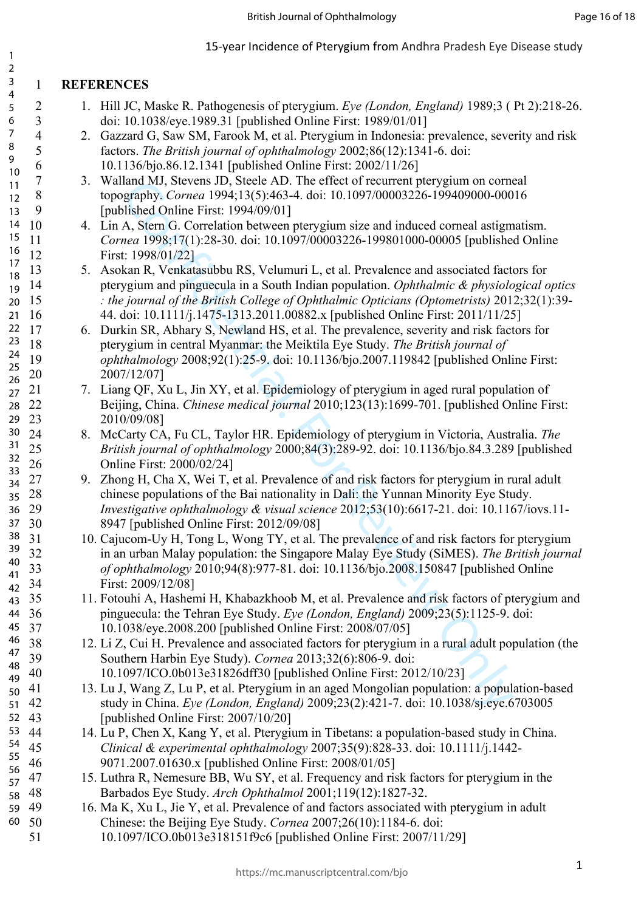## REFERENCES

1. Hill JC, Maske R. Pathogenesis of pterygium. *Eye (London, England)* 1989;3 ( Pt 2):218-26. doi: 10.1038/eye.1989.31 [published Online First: 1989/01/01]
2. Gazzard G, Saw SM, Farook M, et al. Pterygium in Indonesia: prevalence, severity and risk factors. *The British journal of ophthalmology* 2002;86(12):1341-6. doi: 10.1136/bjo.86.12.1341 [published Online First: 2002/11/26]
3. Walland MJ, Stevens JD, Steele AD. The effect of recurrent pterygium on corneal topography. *Cornea* 1994;13(5):463-4. doi: 10.1097/00003226-199409000-00016 [published Online First: 1994/09/01]
4. Lin A, Stern G. Correlation between pterygium size and induced corneal astigmatism. *Cornea* 1998;17(1):28-30. doi: 10.1097/00003226-199801000-00005 [published Online First: 1998/01/22]
5. Asokan R, Venkatasubbu RS, Velumuri L, et al. Prevalence and associated factors for pterygium and pinguecula in a South Indian population. *Ophthalmic & physiological optics : the journal of the British College of Ophthalmic Opticians (Optometrists)* 2012;32(1):39-44. doi: 10.1111/j.1475-1313.2011.00882.x [published Online First: 2011/11/25]
6. Durkin SR, Abhary S, Newland HS, et al. The prevalence, severity and risk factors for pterygium in central Myanmar: the Meiktila Eye Study. *The British journal of ophthalmology* 2008;92(1):25-9. doi: 10.1136/bjo.2007.119842 [published Online First: 2007/12/07]
7. Liang QF, Xu L, Jin XY, et al. Epidemiology of pterygium in aged rural population of Beijing, China. *Chinese medical journal* 2010;123(13):1699-701. [published Online First: 2010/09/08]
8. McCarty CA, Fu CL, Taylor HR. Epidemiology of pterygium in Victoria, Australia. *The British journal of ophthalmology* 2000;84(3):289-92. doi: 10.1136/bjo.84.3.289 [published Online First: 2000/02/24]
9. Zhong H, Cha X, Wei T, et al. Prevalence of and risk factors for pterygium in rural adult chinese populations of the Bai nationality in Dali: the Yunnan Minority Eye Study. *Investigative ophthalmology & visual science* 2012;53(10):6617-21. doi: 10.1167/iovs.11-8947 [published Online First: 2012/09/08]
10. Cajucom-Uy H, Tong L, Wong TY, et al. The prevalence of and risk factors for pterygium in an urban Malay population: the Singapore Malay Eye Study (SiMES). *The British journal of ophthalmology* 2010;94(8):977-81. doi: 10.1136/bjo.2008.150847 [published Online First: 2009/12/08]
11. Fotouhi A, Hashemi H, Khabazkhoob M, et al. Prevalence and risk factors of pterygium and pinguecula: the Tehran Eye Study. *Eye (London, England)* 2009;23(5):1125-9. doi: 10.1038/eye.2008.200 [published Online First: 2008/07/05]
12. Li Z, Cui H. Prevalence and associated factors for pterygium in a rural adult population (the Southern Harbin Eye Study). *Cornea* 2013;32(6):806-9. doi: 10.1097/ICO.0b013e31826dff30 [published Online First: 2012/10/23]
13. Lu J, Wang Z, Lu P, et al. Pterygium in an aged Mongolian population: a population-based study in China. *Eye (London, England)* 2009;23(2):421-7. doi: 10.1038/sj.eye.6703005 [published Online First: 2007/10/20]
14. Lu P, Chen X, Kang Y, et al. Pterygium in Tibetans: a population-based study in China. *Clinical & experimental ophthalmology* 2007;35(9):828-33. doi: 10.1111/j.1442-9071.2007.01630.x [published Online First: 2008/01/05]
15. Luthra R, Nemesure BB, Wu SY, et al. Frequency and risk factors for pterygium in the Barbados Eye Study. *Arch Ophthalmol* 2001;119(12):1827-32.
16. Ma K, Xu L, Jie Y, et al. Prevalence of and factors associated with pterygium in adult Chinese: the Beijing Eye Study. *Cornea* 2007;26(10):1184-6. doi: 10.1097/ICO.0b013e318151f9c6 [published Online First: 2007/11/29]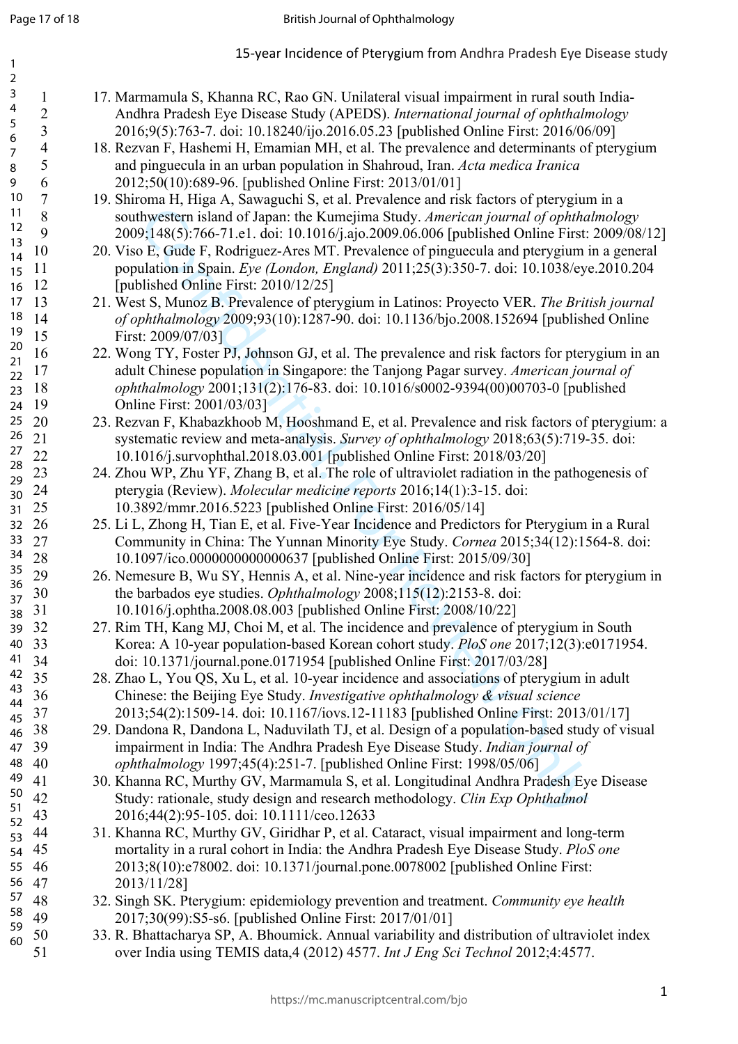17. Marmamula S, Khanna RC, Rao GN. Unilateral visual impairment in rural south India-Andhra Pradesh Eye Disease Study (APEDS). *International journal of ophthalmology* 2016;9(5):763-7. doi: 10.18240/ijo.2016.05.23 [published Online First: 2016/06/09]
18. Rezvan F, Hashemi H, Emamian MH, et al. The prevalence and determinants of pterygium and pinguecula in an urban population in Shahroud, Iran. *Acta medica Iranica* 2012;50(10):689-96. [published Online First: 2013/01/01]
19. Shiroma H, Higa A, Sawaguchi S, et al. Prevalence and risk factors of pterygium in a southwestern island of Japan: the Kumejima Study. *American journal of ophthalmology* 2009;148(5):766-71.e1. doi: 10.1016/j.ajo.2009.06.006 [published Online First: 2009/08/12]
20. Viso E, Gude F, Rodriguez-Ares MT. Prevalence of pinguecula and pterygium in a general population in Spain. *Eye (London, England)* 2011;25(3):350-7. doi: 10.1038/eye.2010.204 [published Online First: 2010/12/25]
21. West S, Munoz B. Prevalence of pterygium in Latinos: Proyecto VER. *The British journal of ophthalmology* 2009;93(10):1287-90. doi: 10.1136/bjo.2008.152694 [published Online First: 2009/07/03]
22. Wong TY, Foster PJ, Johnson GJ, et al. The prevalence and risk factors for pterygium in an adult Chinese population in Singapore: the Tanjong Pagar survey. *American journal of ophthalmology* 2001;131(2):176-83. doi: 10.1016/s0002-9394(00)00703-0 [published Online First: 2001/03/03]
23. Rezvan F, Khabazkhoob M, Hooshmand E, et al. Prevalence and risk factors of pterygium: a systematic review and meta-analysis. *Survey of ophthalmology* 2018;63(5):719-35. doi: 10.1016/j.survophthal.2018.03.001 [published Online First: 2018/03/20]
24. Zhou WP, Zhu YF, Zhang B, et al. The role of ultraviolet radiation in the pathogenesis of pterygia (Review). *Molecular medicine reports* 2016;14(1):3-15. doi: 10.3892/mmr.2016.5223 [published Online First: 2016/05/14]
25. Li L, Zhong H, Tian E, et al. Five-Year Incidence and Predictors for Pterygium in a Rural Community in China: The Yunnan Minority Eye Study. *Cornea* 2015;34(12):1564-8. doi: 10.1097/ico.0000000000000637 [published Online First: 2015/09/30]
26. Nemesure B, Wu SY, Hennis A, et al. Nine-year incidence and risk factors for pterygium in the barbados eye studies. *Ophthalmology* 2008;115(12):2153-8. doi: 10.1016/j.ophtha.2008.08.003 [published Online First: 2008/10/22]
27. Rim TH, Kang MJ, Choi M, et al. The incidence and prevalence of pterygium in South Korea: A 10-year population-based Korean cohort study. *PloS one* 2017;12(3):e0171954. doi: 10.1371/journal.pone.0171954 [published Online First: 2017/03/28]
28. Zhao L, You QS, Xu L, et al. 10-year incidence and associations of pterygium in adult Chinese: the Beijing Eye Study. *Investigative ophthalmology & visual science* 2013;54(2):1509-14. doi: 10.1167/iovs.12-11183 [published Online First: 2013/01/17]
29. Dandona R, Dandona L, Naduvilath TJ, et al. Design of a population-based study of visual impairment in India: The Andhra Pradesh Eye Disease Study. *Indian journal of ophthalmology* 1997;45(4):251-7. [published Online First: 1998/05/06]
30. Khanna RC, Murthy GV, Marmamula S, et al. Longitudinal Andhra Pradesh Eye Disease Study: rationale, study design and research methodology. *Clin Exp Ophthalmol* 2016;44(2):95-105. doi: 10.1111/ceo.12633
31. Khanna RC, Murthy GV, Giridhar P, et al. Cataract, visual impairment and long-term mortality in a rural cohort in India: the Andhra Pradesh Eye Disease Study. *PloS one* 2013;8(10):e78002. doi: 10.1371/journal.pone.0078002 [published Online First: 2013/11/28]
32. Singh SK. Pterygium: epidemiology prevention and treatment. *Community eye health* 2017;30(99):S5-s6. [published Online First: 2017/01/01]
33. R. Bhattacharya SP, A. Bhoumick. Annual variability and distribution of ultraviolet index over India using TEMIS data,4 (2012) 4577. *Int J Eng Sci Technol* 2012;4:4577.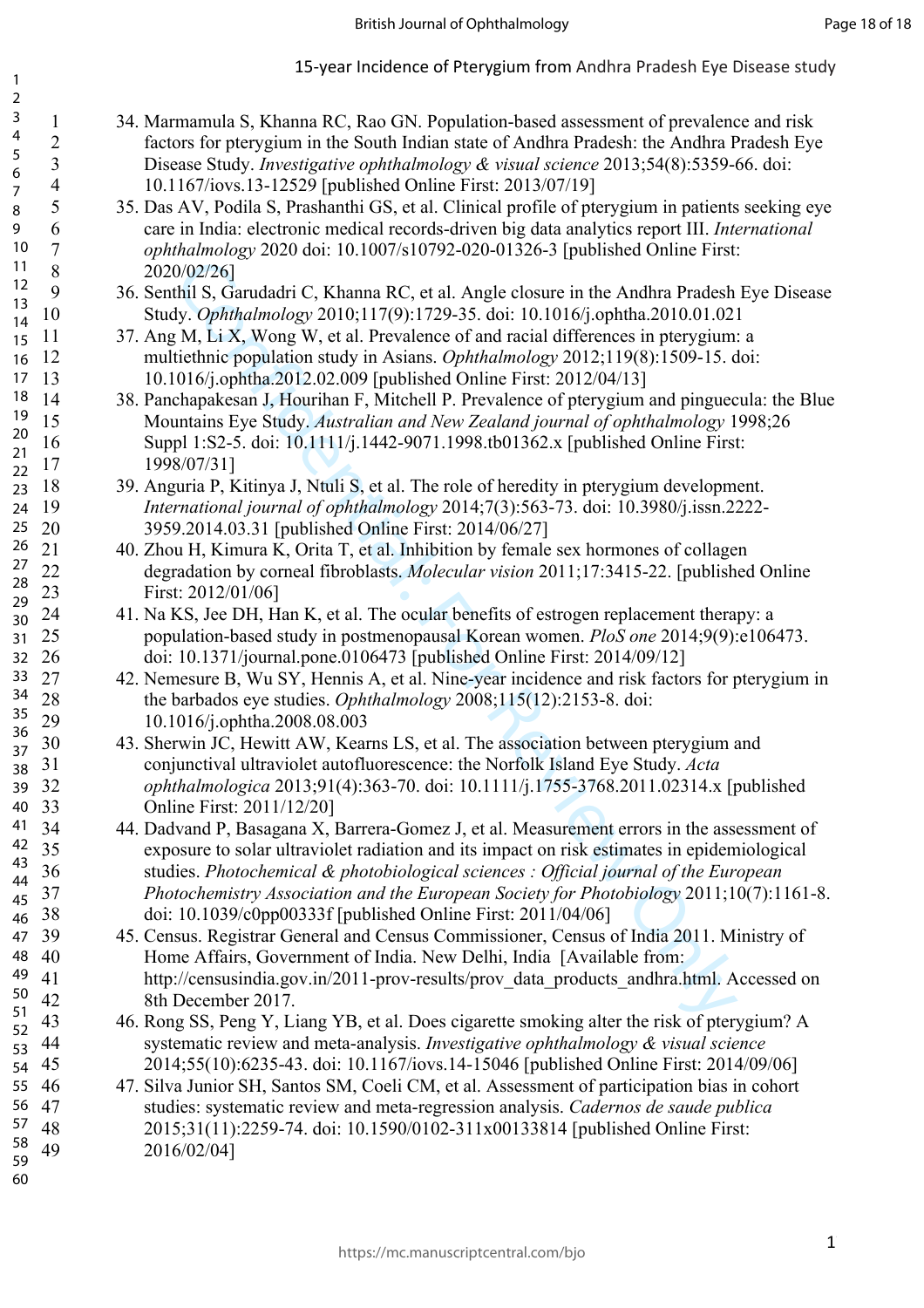34. Marmamula S, Khanna RC, Rao GN. Population-based assessment of prevalence and risk factors for pterygium in the South Indian state of Andhra Pradesh: the Andhra Pradesh Eye Disease Study. *Investigative ophthalmology & visual science* 2013;54(8):5359-66. doi: 10.1167/iovs.13-12529 [published Online First: 2013/07/19]
35. Das AV, Podila S, Prashanthi GS, et al. Clinical profile of pterygium in patients seeking eye care in India: electronic medical records-driven big data analytics report III. *International ophthalmology* 2020 doi: 10.1007/s10792-020-01326-3 [published Online First: 2020/02/26]
36. Senthil S, Garudadri C, Khanna RC, et al. Angle closure in the Andhra Pradesh Eye Disease Study. *Ophthalmology* 2010;117(9):1729-35. doi: 10.1016/j.ophtha.2010.01.021
37. Ang M, Li X, Wong W, et al. Prevalence of and racial differences in pterygium: a multiethnic population study in Asians. *Ophthalmology* 2012;119(8):1509-15. doi: 10.1016/j.ophtha.2012.02.009 [published Online First: 2012/04/13]
38. Panchapakesan J, Hourihan F, Mitchell P. Prevalence of pterygium and pinguecula: the Blue Mountains Eye Study. *Australian and New Zealand journal of ophthalmology* 1998;26 Suppl 1:S2-5. doi: 10.1111/j.1442-9071.1998.tb01362.x [published Online First: 1998/07/31]
39. Anguria P, Kitinya J, Ntuli S, et al. The role of heredity in pterygium development. *International journal of ophthalmology* 2014;7(3):563-73. doi: 10.3980/j.issn.2222-3959.2014.03.31 [published Online First: 2014/06/27]
40. Zhou H, Kimura K, Orita T, et al. Inhibition by female sex hormones of collagen degradation by corneal fibroblasts. *Molecular vision* 2011;17:3415-22. [published Online First: 2012/01/06]
41. Na KS, Jee DH, Han K, et al. The ocular benefits of estrogen replacement therapy: a population-based study in postmenopausal Korean women. *PloS one* 2014;9(9):e106473. doi: 10.1371/journal.pone.0106473 [published Online First: 2014/09/12]
42. Nemesure B, Wu SY, Hennis A, et al. Nine-year incidence and risk factors for pterygium in the barbados eye studies. *Ophthalmology* 2008;115(12):2153-8. doi: 10.1016/j.ophtha.2008.08.003
43. Sherwin JC, Hewitt AW, Kearns LS, et al. The association between pterygium and conjunctival ultraviolet autofluorescence: the Norfolk Island Eye Study. *Acta ophthalmologica* 2013;91(4):363-70. doi: 10.1111/j.1755-3768.2011.02314.x [published Online First: 2011/12/20]
44. Dadvand P, Basagana X, Barrera-Gomez J, et al. Measurement errors in the assessment of exposure to solar ultraviolet radiation and its impact on risk estimates in epidemiological studies. *Photochemical & photobiological sciences : Official journal of the European Photochemistry Association and the European Society for Photobiology* 2011;10(7):1161-8. doi: 10.1039/c0pp00333f [published Online First: 2011/04/06]
45. Census. Registrar General and Census Commissioner, Census of India 2011. Ministry of Home Affairs, Government of India. New Delhi, India [Available from: http://censusindia.gov.in/2011-prov-results/prov_data_products_andhra.html. Accessed on 8th December 2017.
46. Rong SS, Peng Y, Liang YB, et al. Does cigarette smoking alter the risk of pterygium? A systematic review and meta-analysis. *Investigative ophthalmology & visual science* 2014;55(10):6235-43. doi: 10.1167/iovs.14-15046 [published Online First: 2014/09/06]
47. Silva Junior SH, Santos SM, Coeli CM, et al. Assessment of participation bias in cohort studies: systematic review and meta-regression analysis. *Cadernos de saude publica* 2015;31(11):2259-74. doi: 10.1590/0102-311x00133814 [published Online First: 2016/02/04]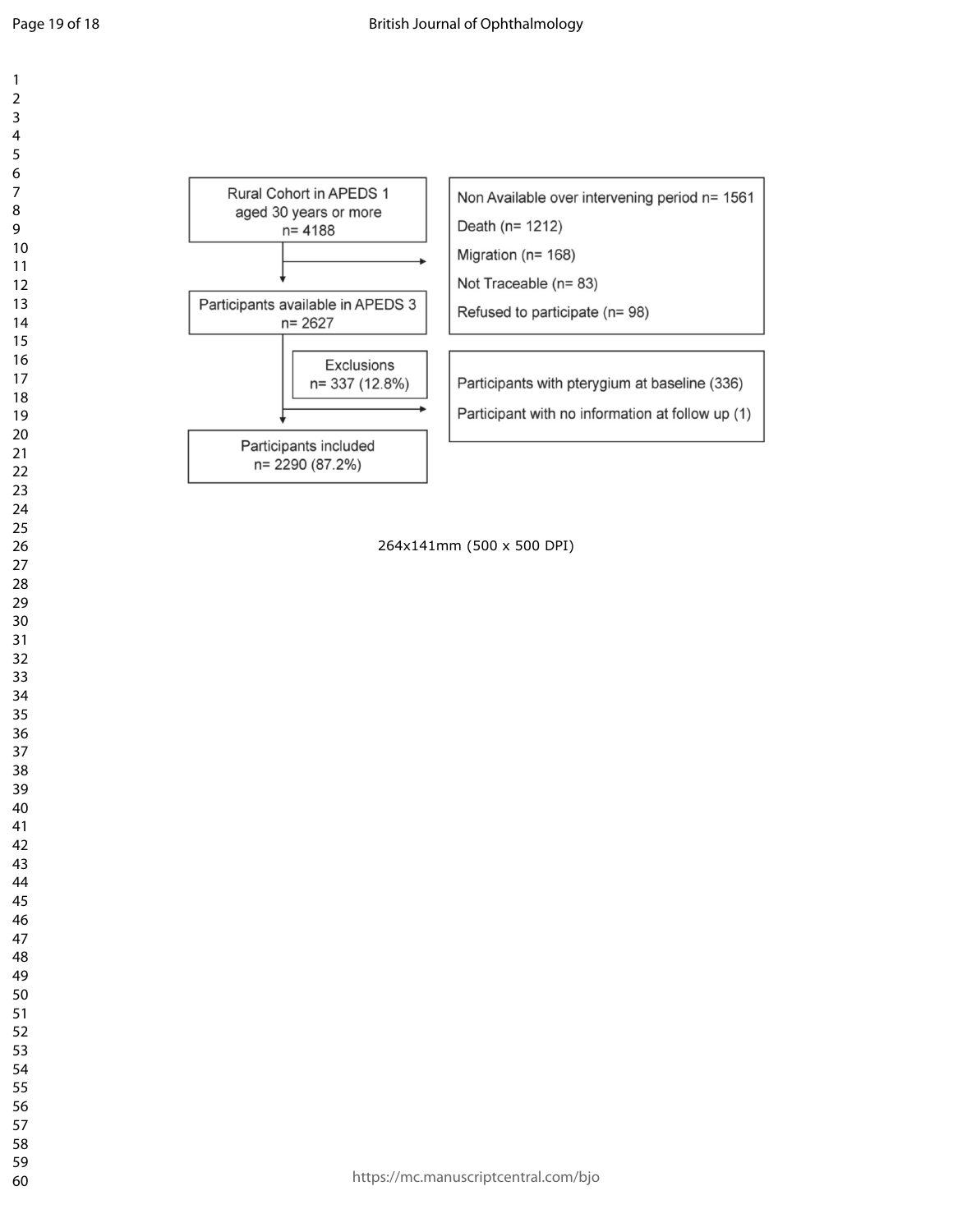Rural Cohort in APEDS 1
aged 30 years or more
n= 4188

Non Available over intervening period n= 1561

Death (n= 1212)

Migration (n= 168)

Not Traceable (n= 83)

Refused to participate (n= 98)

Participants available in APEDS 3
n= 2627

Exclusions
n= 337 (12.8%)

Participants with pterygium at baseline (336)

Participant with no information at follow up (1)

Participants included
n= 2290 (87.2%)

264x141mm (500 x 500 DPI)